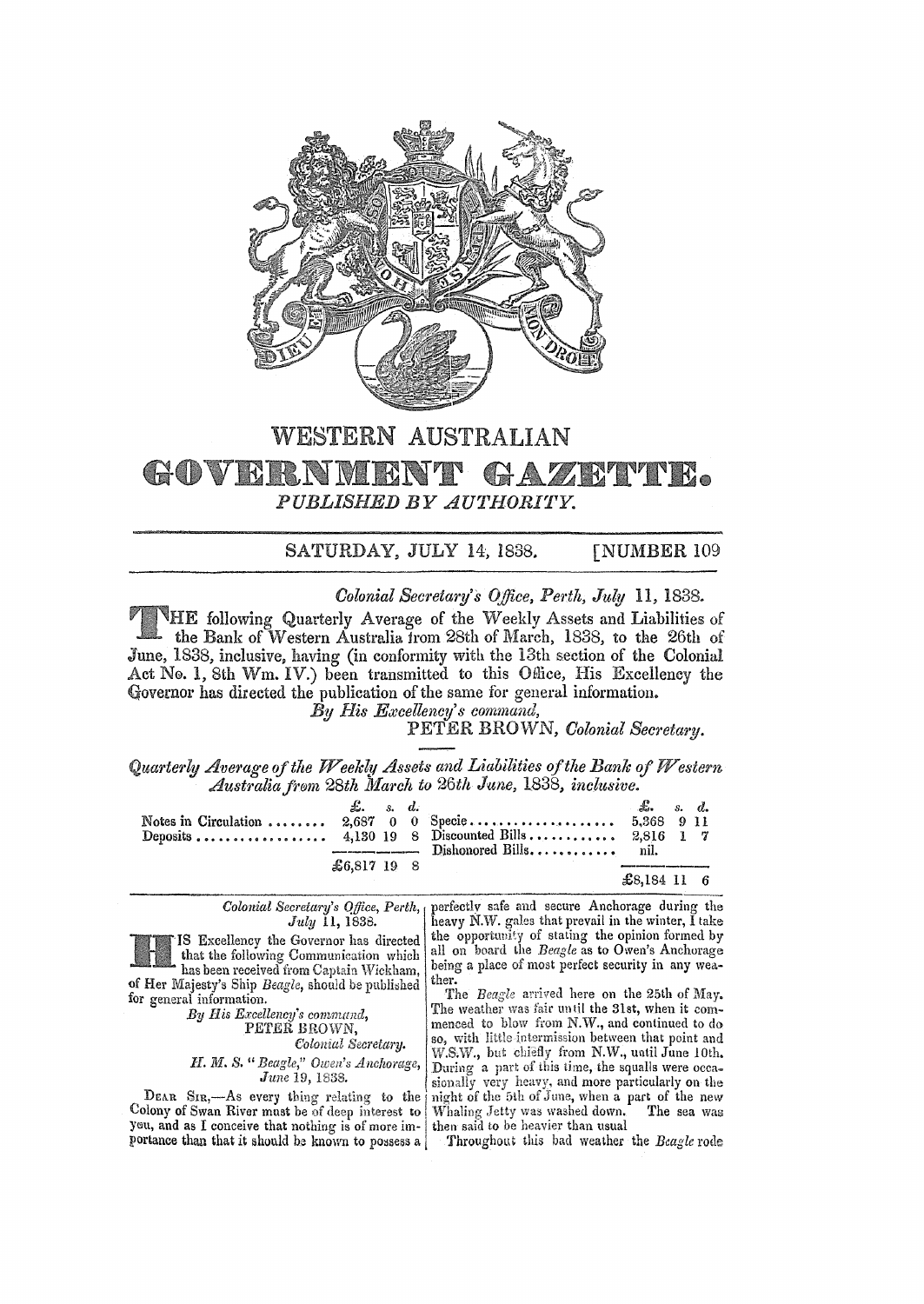# WESTERN AUSTRALIAN

# GOVERNMENT GAZETTE.

*PUBLISHED BY AUTHORITY.*

SATURDAY, JULY 14, 1838. [NUMBER 109

*Colonial Secretary's Office, Perth, July* 11, 1838.

THE following Quarterly Average of the Weekly Assets and Liabilities of the Bank of Western Australia from 28th of March, 1838, to the 26th of June, 1838, inclusive, having (in conformity with the 13th section of the Colonial Act No. 1, 8th Wm. IV.) been transmitted to this Office, His Excellency the Governor has directed the publication of the same for general information.

*By His Excellency's command,*

PETER BROWN, *Colonial Secretary.*

*Quarterly Average of the Weekly Assets and Liabilities of the Bank of Western Australia from 28th March to 26th June, 1838, inclusive.*

| | £. s. d. | | £. s. d. |
|---|---|---|---|
| Notes in Circulation | 2,687 0 0 | Specie | 5,368 9 11 |
| Deposits | 4,130 19 8 | Discounted Bills | 2,816 1 7 |
| | | Dishonored Bills | nil. |
| | £6,817 19 8 | | £8,184 11 6 |

*Colonial Secretary's Office, Perth, July* 11, 1838.

HIS Excellency the Governor has directed that the following Communication which has been received from Captain Wickham, of Her Majesty's Ship *Beagle*, should be published for general information.

*By His Excellency's command,*

PETER BROWN,

*Colonial Secretary.*

*H. M. S.* "*Beagle,*" *Owen's Anchorage, June* 19, 1838.

DEAR SIR,—As every thing relating to the Colony of Swan River must be of deep interest to you, and as I conceive that nothing is of more importance than that it should be known to possess a perfectly safe and secure Anchorage during the heavy N.W. gales that prevail in the winter, I take the opportunity of stating the opinion formed by all on board the *Beagle* as to Owen's Anchorage being a place of most perfect security in any weather.

The *Beagle* arrived here on the 25th of May. The weather was fair until the 31st, when it commenced to blow from N.W., and continued to do so, with little intermission between that point and W.S.W., but chiefly from N.W., until June 10th. During a part of this time, the squalls were occasionally very heavy, and more particularly on the night of the 5th of June, when a part of the new Whaling Jetty was washed down. The sea was then said to be heavier than usual

Throughout this bad weather the *Beagle* rode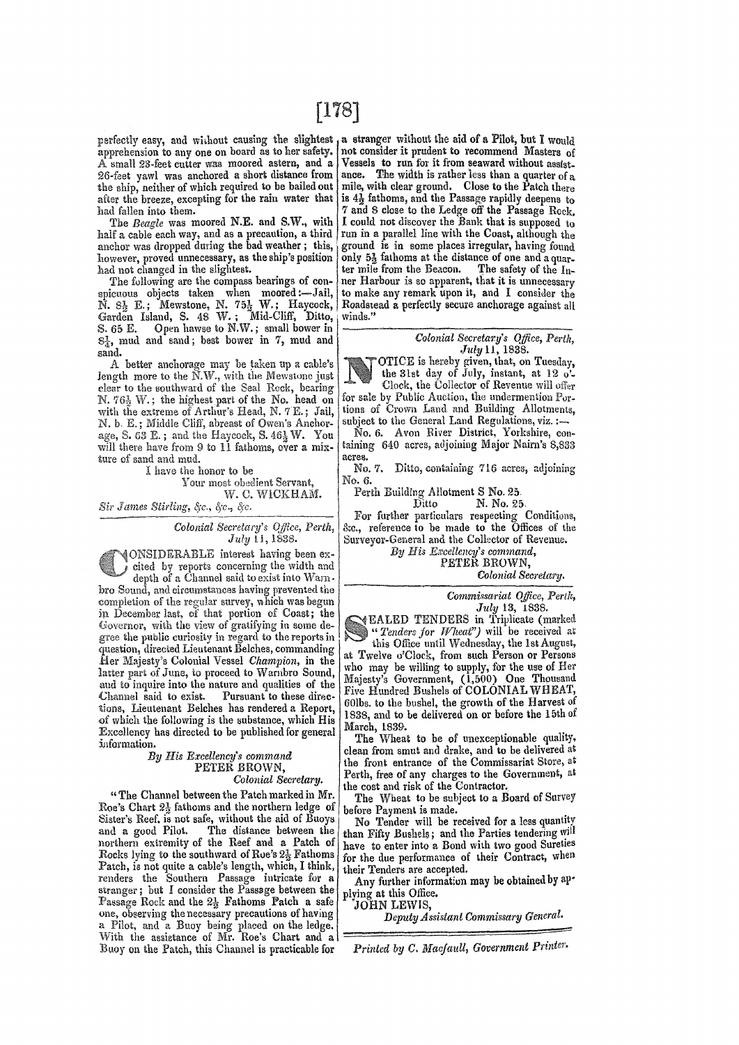perfectly easy, and without causing the slightest apprehension to any one on board as to her safety. A small 23-feet cutter was moored astern, and a 26-feet yawl was anchored a short distance from the ship, neither of which required to be bailed out after the breeze, excepting for the rain water that had fallen into them.

The *Beagle* was moored N.E. and S.W., with half a cable each way, and as a precaution, a third anchor was dropped during the bad weather; this, however, proved unnecessary, as the ship's position had not changed in the slightest.

The following are the compass bearings of conspicuous objects taken when moored:—Jail, N. 8½ E.; Mewstone, N. 75½ W.; Haycock, Garden Island, S. 48 W.; Mid-Cliff, Ditto, S. 65 E. Open hawse to N.W.; small bower in 8¼, mud and sand; best bower in 7, mud and sand.

A better anchorage may be taken up a cable's length more to the N.W., with the Mewstone just clear to the southward of the Seal Rock, bearing N. 76½ W.; the highest part of the No. head on with the extreme of Arthur's Head, N. 7 E.; Jail, N. b. E.; Middle Cliff, abreast of Owen's Anchorage, S. 63 E.; and the Haycock, S. 46¼ W. You will there have from 9 to 11 fathoms, over a mixture of sand and mud.

I have the honor to be
Your most obedient Servant,
W. C. WICKHAM.

*Sir James Stirling, &c., &c., &c.*

---

*Colonial Secretary's Office, Perth, July 11, 1838.*

CONSIDERABLE interest having been excited by reports concerning the width and depth of a Channel said to exist into Warnbro Sound, and circumstances having prevented the completion of the regular survey, which was begun in December last, of that portion of Coast; the Governor, with the view of gratifying in some degree the public curiosity in regard to the reports in question, directed Lieutenant Belches, commanding Her Majesty's Colonial Vessel *Champion*, in the latter part of June, to proceed to Warnbro Sound, and to inquire into the nature and qualities of the Channel said to exist. Pursuant to these directions, Lieutenant Belches has rendered a Report, of which the following is the substance, which His Excellency has directed to be published for general information.

*By His Excellency's command*
PETER BROWN,
*Colonial Secretary.*

"The Channel between the Patch marked in Mr. Roe's Chart 2½ fathoms and the northern ledge of Sister's Reef, is not safe, without the aid of Buoys and a good Pilot. The distance between the northern extremity of the Reef and a Patch of Rocks lying to the southward of Roe's 2½ Fathoms Patch, is not quite a cable's length, which, I think, renders the Southern Passage intricate for a stranger; but I consider the Passage between the Passage Rock and the 2½ Fathoms Patch a safe one, observing the necessary precautions of having a Pilot, and a Buoy being placed on the ledge. With the assistance of Mr. Roe's Chart and a Buoy on the Patch, this Channel is practicable for a stranger without the aid of a Pilot, but I would not consider it prudent to recommend Masters of Vessels to run for it from seaward without assistance. The width is rather less than a quarter of a mile, with clear ground. Close to the Patch there is 4½ fathoms, and the Passage rapidly deepens to 7 and 8 close to the Ledge off the Passage Rock. I could not discover the Bank that is supposed to run in a parallel line with the Coast, although the ground is in some places irregular, having found only 5½ fathoms at the distance of one and a quarter mile from the Beacon. The safety of the Inner Harbour is so apparent, that it is unnecessary to make any remark upon it, and I consider the Roadstead a perfectly secure anchorage against all winds."

---

*Colonial Secretary's Office, Perth, July 11, 1838.*

NOTICE is hereby given, that, on Tuesday, the 31st day of July, instant, at 12 o'Clock, the Collector of Revenue will offer for sale by Public Auction, the undermention Portions of Crown Land and Building Allotments, subject to the General Land Regulations, viz.:—

No. 6. Avon River District, Yorkshire, containing 640 acres, adjoining Major Nairn's 8,833 acres.

No. 7. Ditto, containing 716 acres, adjoining No. 6.

Perth Building Allotment S No. 25.
Ditto N. No. 25.

For further particulars respecting Conditions, &c., reference to be made to the Offices of the Surveyor-General and the Collector of Revenue.

*By His Excellency's command,*
PETER BROWN,
*Colonial Secretary.*

---

*Commissariat Office, Perth, July 13, 1838.*

SEALED TENDERS in Triplicate (marked "*Tenders for Wheat*") will be received at this Office until Wednesday, the 1st August, at Twelve o'Clock, from such Person or Persons who may be willing to supply, for the use of Her Majesty's Government, (1,500) One Thousand Five Hundred Bushels of COLONIAL WHEAT, 60lbs. to the bushel, the growth of the Harvest of 1838, and to be delivered on or before the 15th of March, 1839.

The Wheat to be of unexceptionable quality, clean from smut and drake, and to be delivered at the front entrance of the Commissariat Store, at Perth, free of any charges to the Government, at the cost and risk of the Contractor.

The Wheat to be subject to a Board of Survey before Payment is made.

No Tender will be received for a less quantity than Fifty Bushels; and the Parties tendering will have to enter into a Bond with two good Sureties for the due performance of their Contract, when their Tenders are accepted.

Any further information may be obtained by applying at this Office.

JOHN LEWIS,
*Deputy Assistant Commissary General.*

---

*Printed by C. Macfaull, Government Printer.*